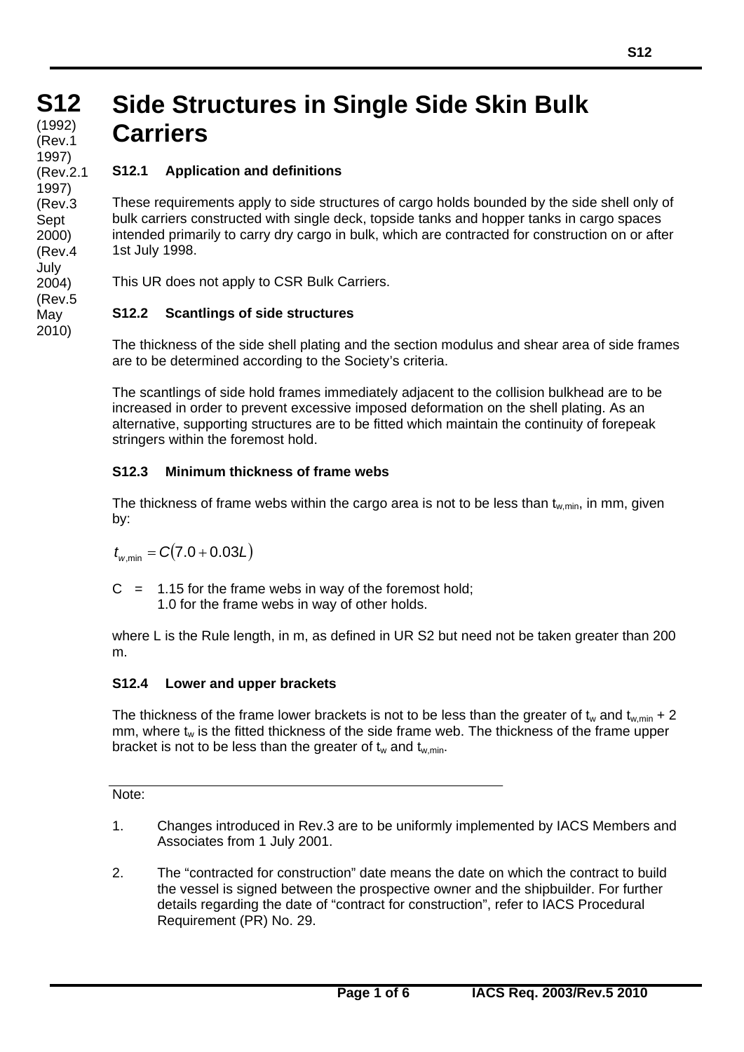# S12 Side Structures in Single Side Skin Bulk Carriers

(1992)
(Rev.1 1997)
(Rev.2.1 1997)
(Rev.3 Sept 2000)
(Rev.4 July 2004)
(Rev.5 May 2010)

## S12.1 Application and definitions

These requirements apply to side structures of cargo holds bounded by the side shell only of bulk carriers constructed with single deck, topside tanks and hopper tanks in cargo spaces intended primarily to carry dry cargo in bulk, which are contracted for construction on or after 1st July 1998.

This UR does not apply to CSR Bulk Carriers.

## S12.2 Scantlings of side structures

The thickness of the side shell plating and the section modulus and shear area of side frames are to be determined according to the Society's criteria.

The scantlings of side hold frames immediately adjacent to the collision bulkhead are to be increased in order to prevent excessive imposed deformation on the shell plating. As an alternative, supporting structures are to be fitted which maintain the continuity of forepeak stringers within the foremost hold.

## S12.3 Minimum thickness of frame webs

The thickness of frame webs within the cargo area is not to be less than $t_{w,min}$, in mm, given by:

$$t_{w,\min} = C(7.0 + 0.03L)$$

C = 1.15 for the frame webs in way of the foremost hold;
1.0 for the frame webs in way of other holds.

where L is the Rule length, in m, as defined in UR S2 but need not be taken greater than 200 m.

## S12.4 Lower and upper brackets

The thickness of the frame lower brackets is not to be less than the greater of $t_w$ and $t_{w,min}$ + 2 mm, where $t_w$ is the fitted thickness of the side frame web. The thickness of the frame upper bracket is not to be less than the greater of $t_w$ and $t_{w,min}$.

---

Note:

1. Changes introduced in Rev.3 are to be uniformly implemented by IACS Members and Associates from 1 July 2001.

2. The "contracted for construction" date means the date on which the contract to build the vessel is signed between the prospective owner and the shipbuilder. For further details regarding the date of "contract for construction", refer to IACS Procedural Requirement (PR) No. 29.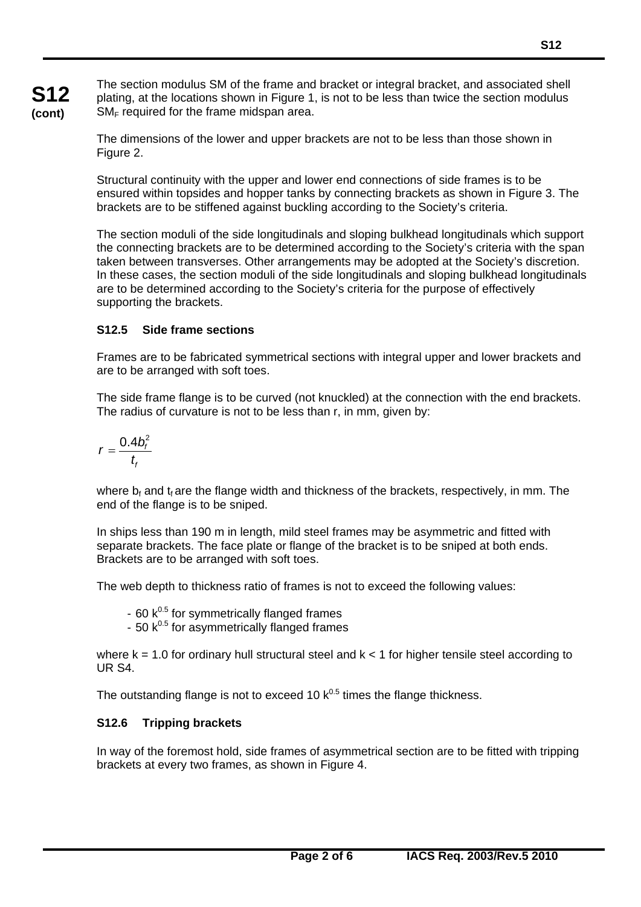The section modulus SM of the frame and bracket or integral bracket, and associated shell plating, at the locations shown in Figure 1, is not to be less than twice the section modulus $SM_F$ required for the frame midspan area.

The dimensions of the lower and upper brackets are not to be less than those shown in Figure 2.

Structural continuity with the upper and lower end connections of side frames is to be ensured within topsides and hopper tanks by connecting brackets as shown in Figure 3. The brackets are to be stiffened against buckling according to the Society's criteria.

The section moduli of the side longitudinals and sloping bulkhead longitudinals which support the connecting brackets are to be determined according to the Society's criteria with the span taken between transverses. Other arrangements may be adopted at the Society's discretion. In these cases, the section moduli of the side longitudinals and sloping bulkhead longitudinals are to be determined according to the Society's criteria for the purpose of effectively supporting the brackets.

### S12.5 Side frame sections

Frames are to be fabricated symmetrical sections with integral upper and lower brackets and are to be arranged with soft toes.

The side frame flange is to be curved (not knuckled) at the connection with the end brackets. The radius of curvature is not to be less than r, in mm, given by:

$$r = \frac{0.4 b_f^2}{t_f}$$

where $b_f$ and $t_f$ are the flange width and thickness of the brackets, respectively, in mm. The end of the flange is to be sniped.

In ships less than 190 m in length, mild steel frames may be asymmetric and fitted with separate brackets. The face plate or flange of the bracket is to be sniped at both ends. Brackets are to be arranged with soft toes.

The web depth to thickness ratio of frames is not to exceed the following values:

- $60\ k^{0.5}$ for symmetrically flanged frames
- $50\ k^{0.5}$ for asymmetrically flanged frames

where $k = 1.0$ for ordinary hull structural steel and $k < 1$ for higher tensile steel according to UR S4.

The outstanding flange is not to exceed $10\ k^{0.5}$ times the flange thickness.

### S12.6 Tripping brackets

In way of the foremost hold, side frames of asymmetrical section are to be fitted with tripping brackets at every two frames, as shown in Figure 4.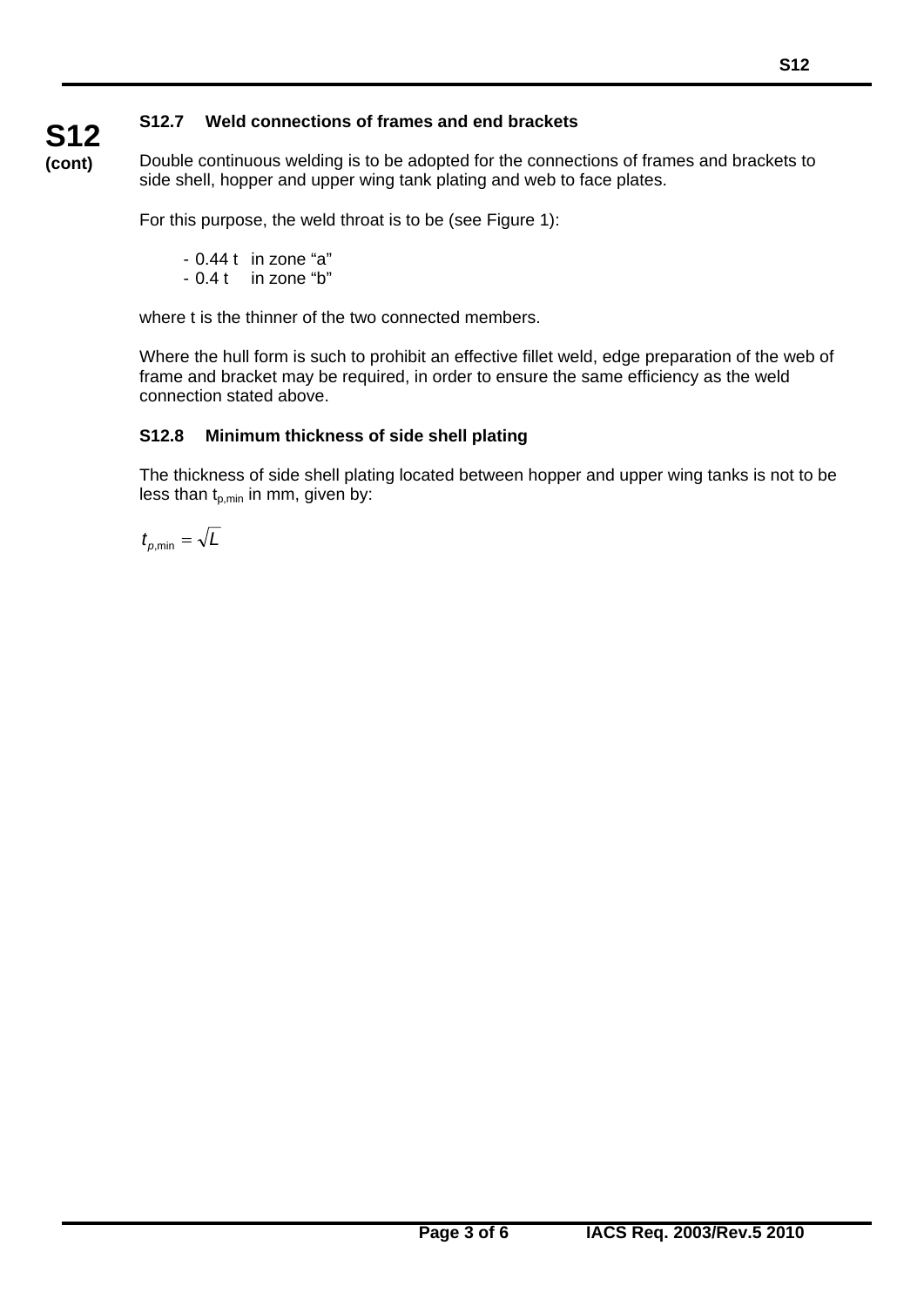### S12.7 Weld connections of frames and end brackets

Double continuous welding is to be adopted for the connections of frames and brackets to side shell, hopper and upper wing tank plating and web to face plates.

For this purpose, the weld throat is to be (see Figure 1):

- 0.44 t in zone “a”
- 0.4 t in zone “b”

where t is the thinner of the two connected members.

Where the hull form is such to prohibit an effective fillet weld, edge preparation of the web of frame and bracket may be required, in order to ensure the same efficiency as the weld connection stated above.

### S12.8 Minimum thickness of side shell plating

The thickness of side shell plating located between hopper and upper wing tanks is not to be less than $t_{p,\min}$ in mm, given by:

$$t_{p,\min} = \sqrt{L}$$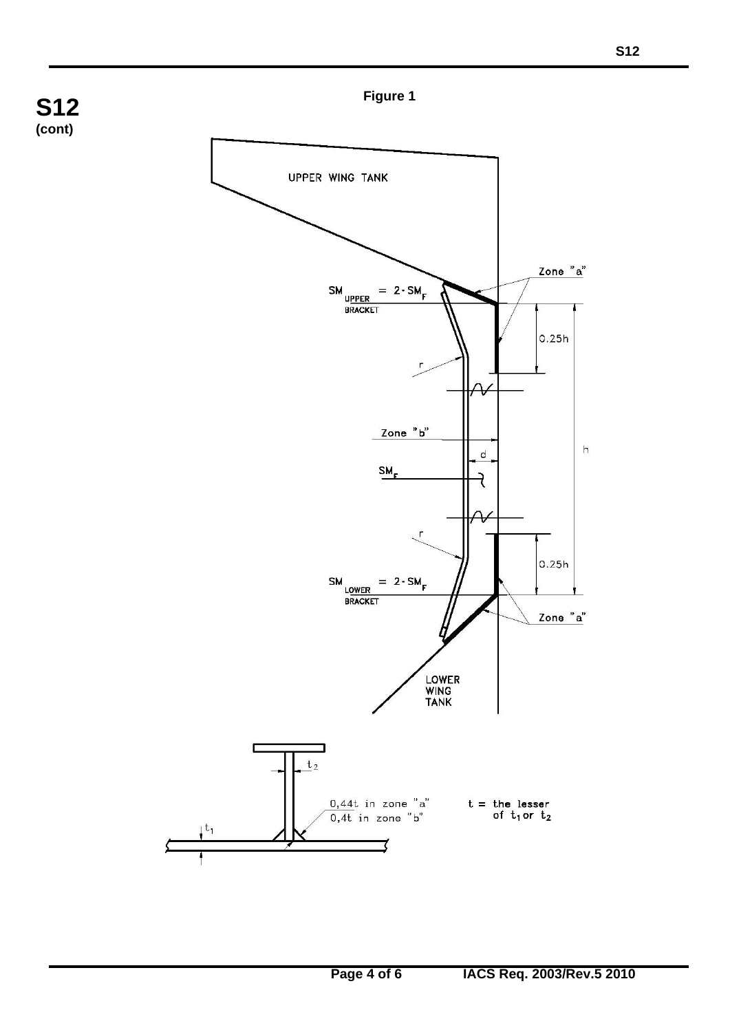**S12 (cont)**

**Figure 1**

UPPER WING TANK

Zone "a"

$SM_{UPPER\ BRACKET} = 2 \cdot SM_F$

0.25h

r

Zone "b"

d

$SM_F$

h

r

0.25h

$SM_{LOWER\ BRACKET} = 2 \cdot SM_F$

Zone "a"

LOWER WING TANK

$t_2$

0,44t in zone "a"
0,4t in zone "b"

$t_1$

t = the lesser of $t_1$ or $t_2$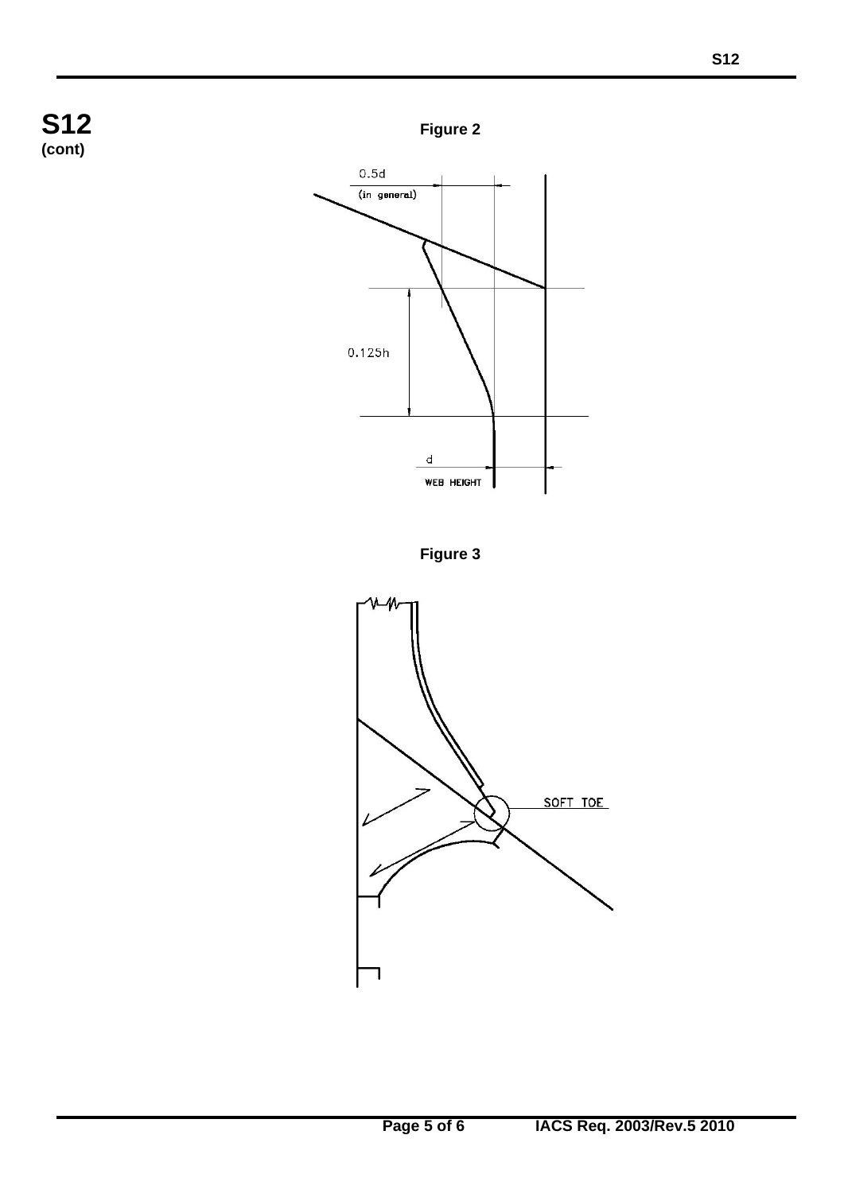**S12 (cont)**

**Figure 2**

0.5d (in general)

0.125h

d

WEB HEIGHT

**Figure 3**

SOFT TOE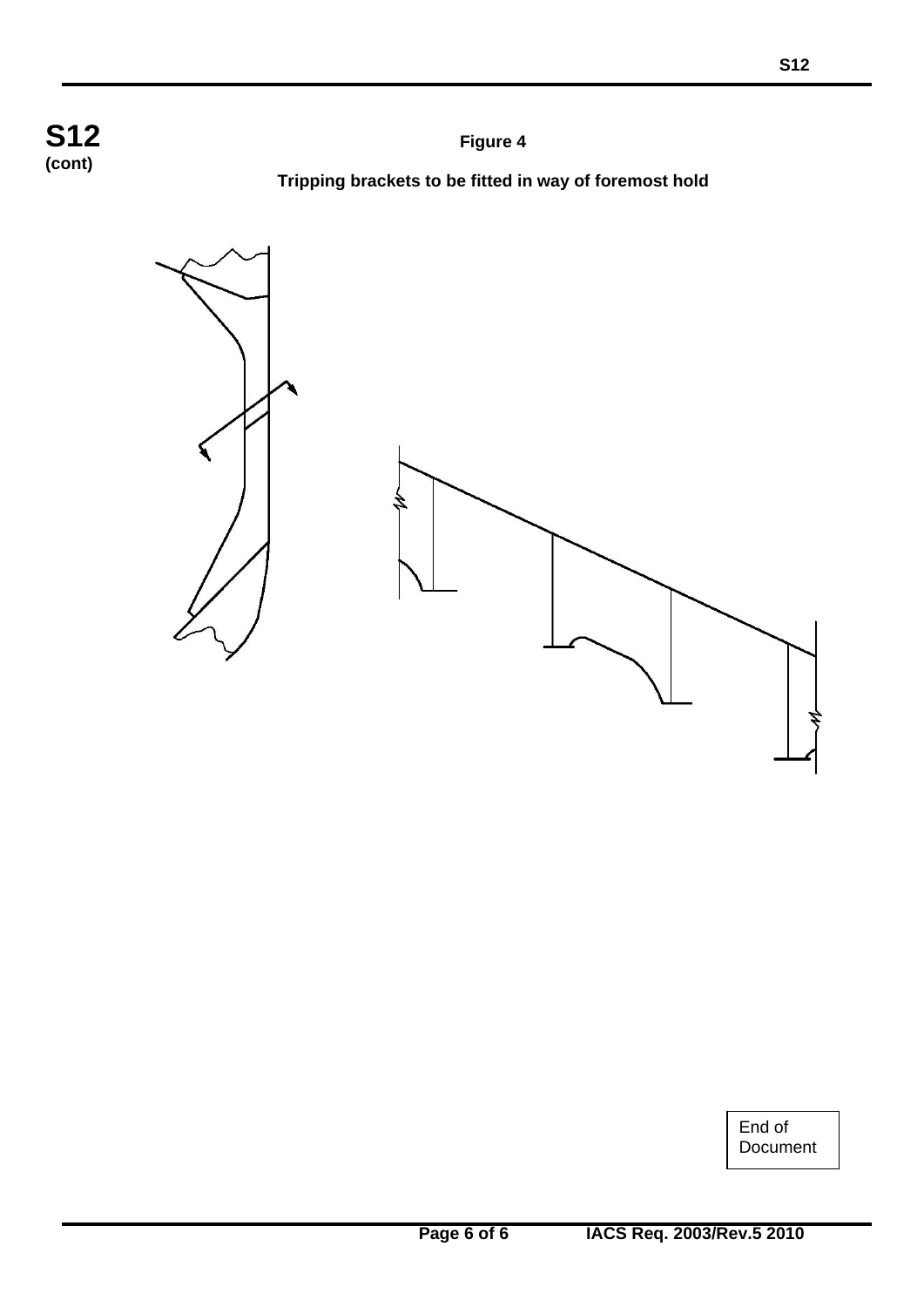**S12 (cont)**

**Figure 4**

**Tripping brackets to be fitted in way of foremost hold**

End of Document